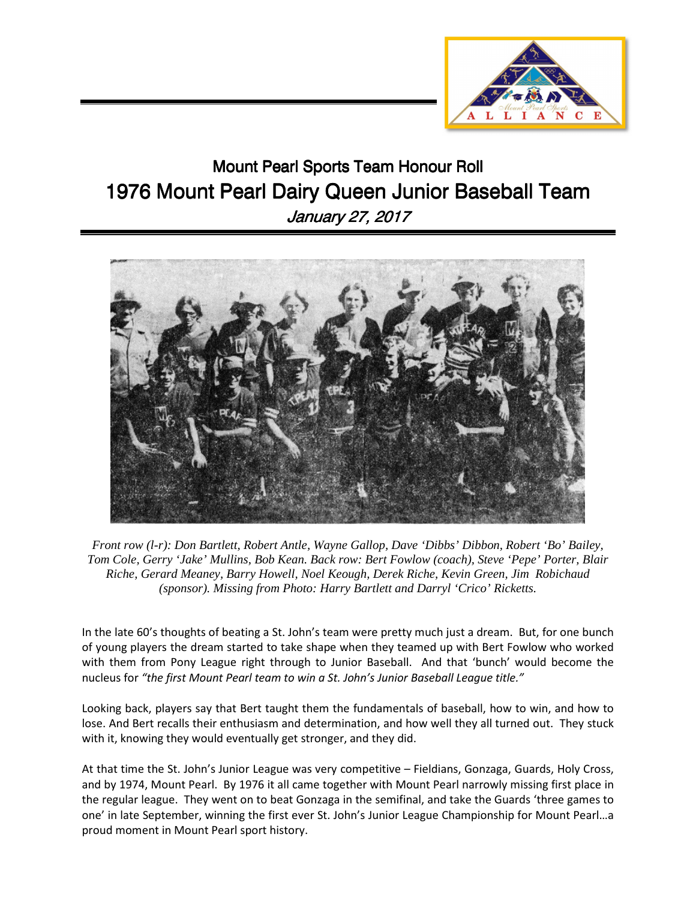## Mount Pearl Sports Team Honour Roll

# 1976 Mount Pearl Dairy Queen Junior Baseball Team

*January 27, 2017*

*Front row (l-r): Don Bartlett, Robert Antle, Wayne Gallop, Dave 'Dibbs' Dibbon, Robert 'Bo' Bailey, Tom Cole, Gerry 'Jake' Mullins, Bob Kean. Back row: Bert Fowlow (coach), Steve 'Pepe' Porter, Blair Riche, Gerard Meaney, Barry Howell, Noel Keough, Derek Riche, Kevin Green, Jim Robichaud (sponsor). Missing from Photo: Harry Bartlett and Darryl 'Crico' Ricketts.*

In the late 60's thoughts of beating a St. John's team were pretty much just a dream. But, for one bunch of young players the dream started to take shape when they teamed up with Bert Fowlow who worked with them from Pony League right through to Junior Baseball. And that 'bunch' would become the nucleus for *"the first Mount Pearl team to win a St. John's Junior Baseball League title."*

Looking back, players say that Bert taught them the fundamentals of baseball, how to win, and how to lose. And Bert recalls their enthusiasm and determination, and how well they all turned out. They stuck with it, knowing they would eventually get stronger, and they did.

At that time the St. John's Junior League was very competitive – Fieldians, Gonzaga, Guards, Holy Cross, and by 1974, Mount Pearl. By 1976 it all came together with Mount Pearl narrowly missing first place in the regular league. They went on to beat Gonzaga in the semifinal, and take the Guards 'three games to one' in late September, winning the first ever St. John's Junior League Championship for Mount Pearl…a proud moment in Mount Pearl sport history.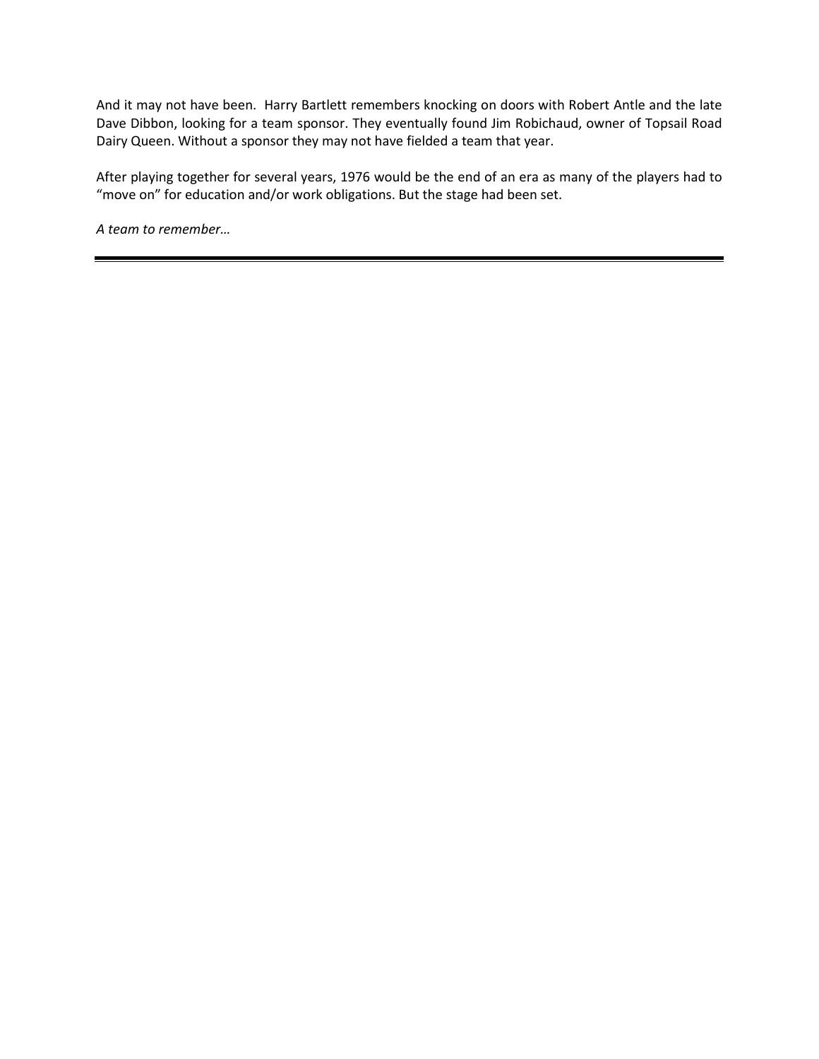And it may not have been. Harry Bartlett remembers knocking on doors with Robert Antle and the late Dave Dibbon, looking for a team sponsor. They eventually found Jim Robichaud, owner of Topsail Road Dairy Queen. Without a sponsor they may not have fielded a team that year.

After playing together for several years, 1976 would be the end of an era as many of the players had to "move on" for education and/or work obligations. But the stage had been set.

*A team to remember…*

---